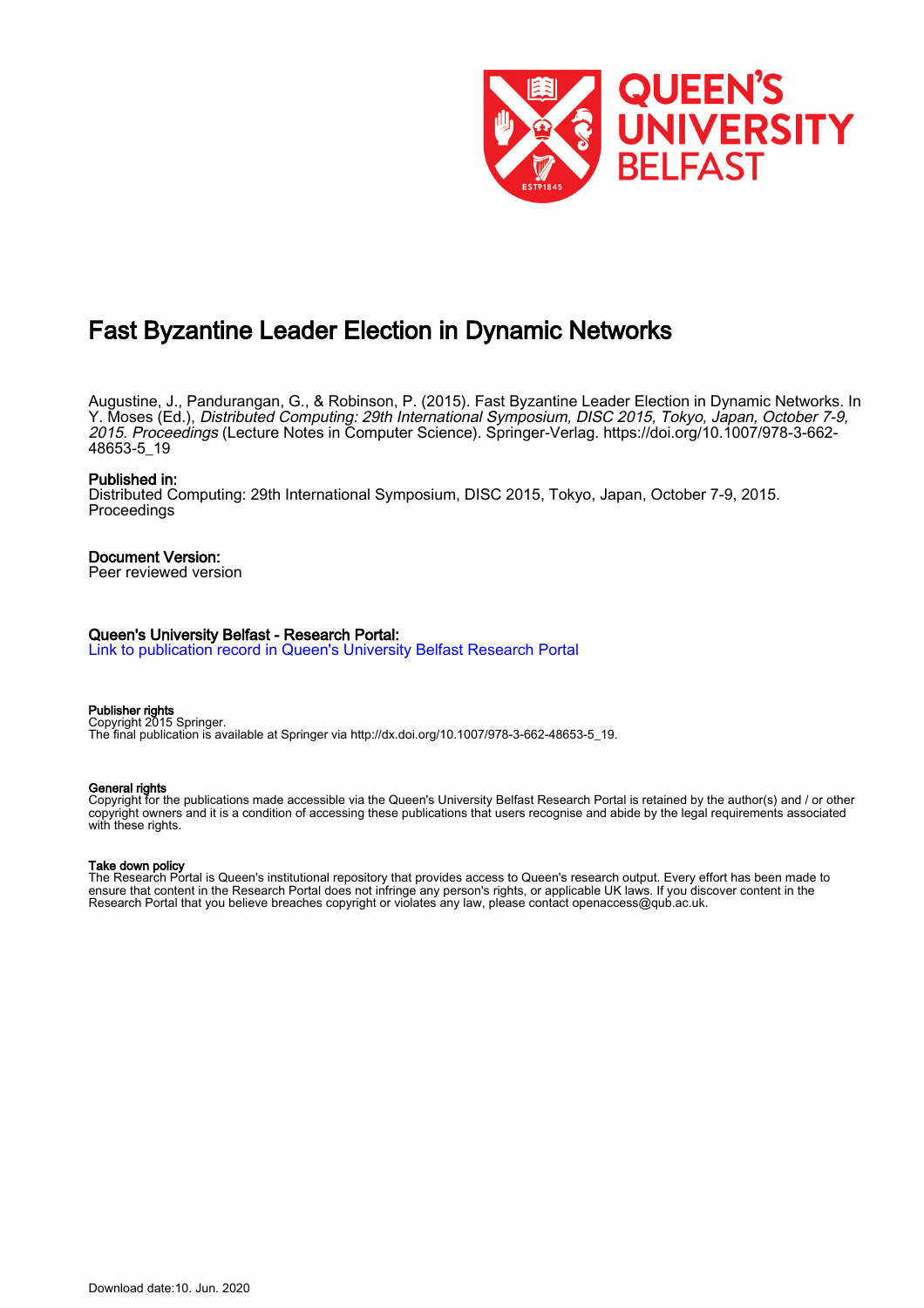# Fast Byzantine Leader Election in Dynamic Networks

Augustine, J., Pandurangan, G., & Robinson, P. (2015). Fast Byzantine Leader Election in Dynamic Networks. In Y. Moses (Ed.), *Distributed Computing: 29th International Symposium, DISC 2015, Tokyo, Japan, October 7-9, 2015. Proceedings* (Lecture Notes in Computer Science). Springer-Verlag. https://doi.org/10.1007/978-3-662-48653-5_19

**Published in:**
Distributed Computing: 29th International Symposium, DISC 2015, Tokyo, Japan, October 7-9, 2015. Proceedings

**Document Version:**
Peer reviewed version

**Queen's University Belfast - Research Portal:**
Link to publication record in Queen's University Belfast Research Portal

**Publisher rights**
Copyright 2015 Springer.
The final publication is available at Springer via http://dx.doi.org/10.1007/978-3-662-48653-5_19.

**General rights**
Copyright for the publications made accessible via the Queen's University Belfast Research Portal is retained by the author(s) and / or other copyright owners and it is a condition of accessing these publications that users recognise and abide by the legal requirements associated with these rights.

**Take down policy**
The Research Portal is Queen's institutional repository that provides access to Queen's research output. Every effort has been made to ensure that content in the Research Portal does not infringe any person's rights, or applicable UK laws. If you discover content in the Research Portal that you believe breaches copyright or violates any law, please contact openaccess@qub.ac.uk.

Download date:10. Jun. 2020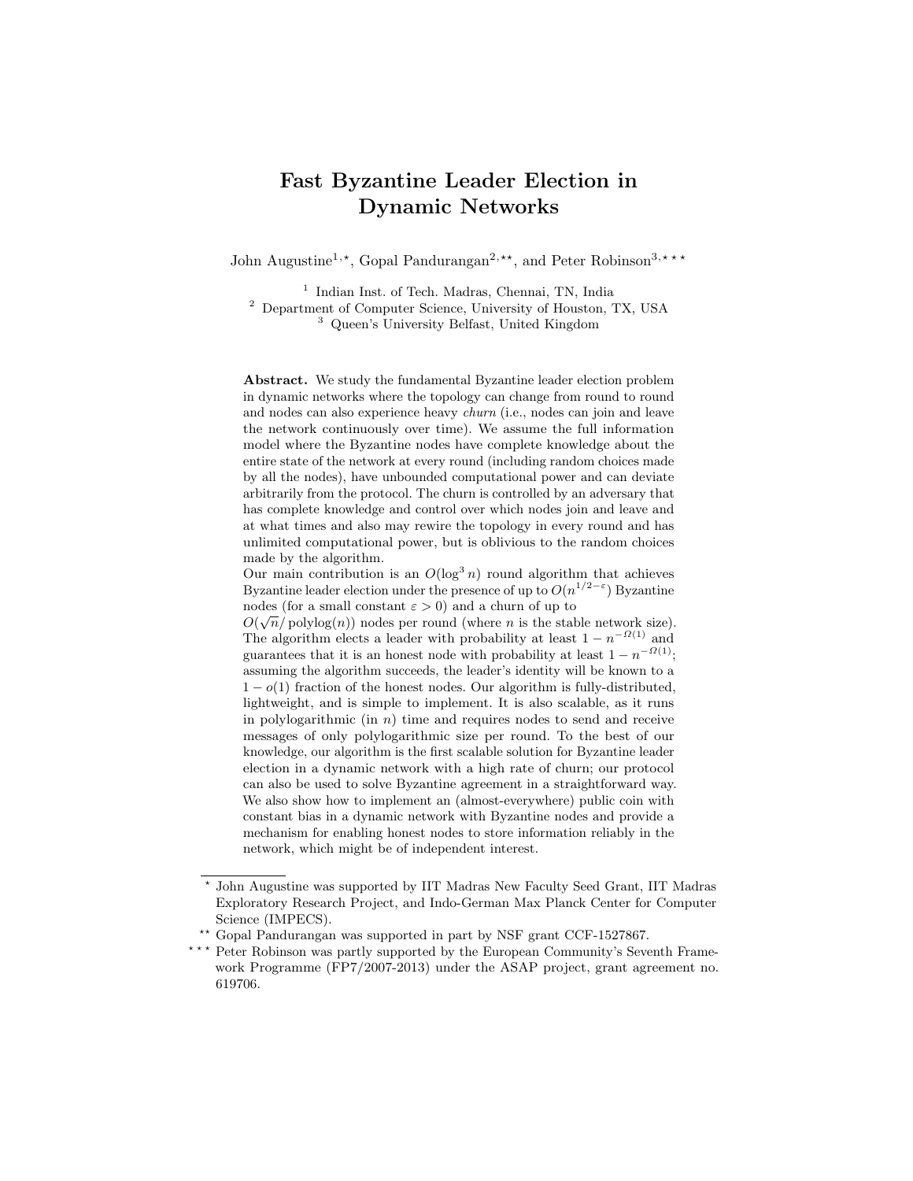# Fast Byzantine Leader Election in Dynamic Networks

John Augustine[1,⋆], Gopal Pandurangan[2,⋆⋆], and Peter Robinson[3,⋆⋆⋆]

[1] Indian Inst. of Tech. Madras, Chennai, TN, India
[2] Department of Computer Science, University of Houston, TX, USA
[3] Queen's University Belfast, United Kingdom

**Abstract.** We study the fundamental Byzantine leader election problem in dynamic networks where the topology can change from round to round and nodes can also experience heavy *churn* (i.e., nodes can join and leave the network continuously over time). We assume the full information model where the Byzantine nodes have complete knowledge about the entire state of the network at every round (including random choices made by all the nodes), have unbounded computational power and can deviate arbitrarily from the protocol. The churn is controlled by an adversary that has complete knowledge and control over which nodes join and leave and at what times and also may rewire the topology in every round and has unlimited computational power, but is oblivious to the random choices made by the algorithm.

Our main contribution is an $O(\log^3 n)$ round algorithm that achieves Byzantine leader election under the presence of up to $O(n^{1/2-\varepsilon})$ Byzantine nodes (for a small constant $\varepsilon > 0$) and a churn of up to $O(\sqrt{n}/\operatorname{polylog}(n))$ nodes per round (where $n$ is the stable network size). The algorithm elects a leader with probability at least $1 - n^{-\Omega(1)}$ and guarantees that it is an honest node with probability at least $1 - n^{-\Omega(1)}$; assuming the algorithm succeeds, the leader's identity will be known to a $1 - o(1)$ fraction of the honest nodes. Our algorithm is fully-distributed, lightweight, and is simple to implement. It is also scalable, as it runs in polylogarithmic (in $n$) time and requires nodes to send and receive messages of only polylogarithmic size per round. To the best of our knowledge, our algorithm is the first scalable solution for Byzantine leader election in a dynamic network with a high rate of churn; our protocol can also be used to solve Byzantine agreement in a straightforward way. We also show how to implement an (almost-everywhere) public coin with constant bias in a dynamic network with Byzantine nodes and provide a mechanism for enabling honest nodes to store information reliably in the network, which might be of independent interest.

---

⋆ John Augustine was supported by IIT Madras New Faculty Seed Grant, IIT Madras Exploratory Research Project, and Indo-German Max Planck Center for Computer Science (IMPECS).

⋆⋆ Gopal Pandurangan was supported in part by NSF grant CCF-1527867.

⋆⋆⋆ Peter Robinson was partly supported by the European Community's Seventh Framework Programme (FP7/2007-2013) under the ASAP project, grant agreement no. 619706.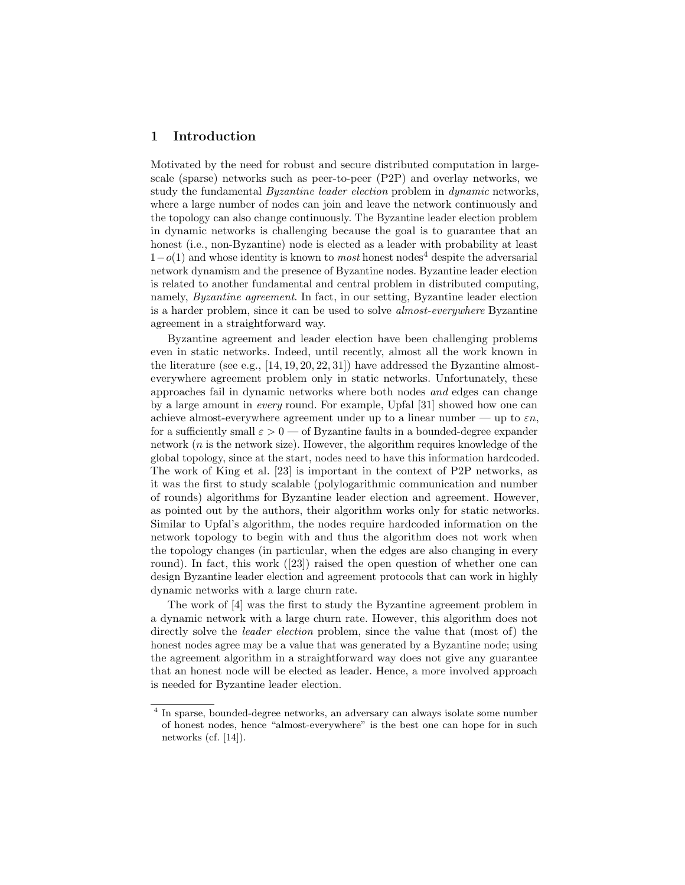## 1 Introduction

Motivated by the need for robust and secure distributed computation in large-scale (sparse) networks such as peer-to-peer (P2P) and overlay networks, we study the fundamental *Byzantine leader election* problem in *dynamic* networks, where a large number of nodes can join and leave the network continuously and the topology can also change continuously. The Byzantine leader election problem in dynamic networks is challenging because the goal is to guarantee that an honest (i.e., non-Byzantine) node is elected as a leader with probability at least $1-o(1)$ and whose identity is known to *most* honest nodes[4] despite the adversarial network dynamism and the presence of Byzantine nodes. Byzantine leader election is related to another fundamental and central problem in distributed computing, namely, *Byzantine agreement*. In fact, in our setting, Byzantine leader election is a harder problem, since it can be used to solve *almost-everywhere* Byzantine agreement in a straightforward way.

Byzantine agreement and leader election have been challenging problems even in static networks. Indeed, until recently, almost all the work known in the literature (see e.g., [14, 19, 20, 22, 31]) have addressed the Byzantine almost-everywhere agreement problem only in static networks. Unfortunately, these approaches fail in dynamic networks where both nodes *and* edges can change by a large amount in *every* round. For example, Upfal [31] showed how one can achieve almost-everywhere agreement under up to a linear number — up to $\varepsilon n$, for a sufficiently small $\varepsilon > 0$ — of Byzantine faults in a bounded-degree expander network ($n$ is the network size). However, the algorithm requires knowledge of the global topology, since at the start, nodes need to have this information hardcoded. The work of King et al. [23] is important in the context of P2P networks, as it was the first to study scalable (polylogarithmic communication and number of rounds) algorithms for Byzantine leader election and agreement. However, as pointed out by the authors, their algorithm works only for static networks. Similar to Upfal's algorithm, the nodes require hardcoded information on the network topology to begin with and thus the algorithm does not work when the topology changes (in particular, when the edges are also changing in every round). In fact, this work ([23]) raised the open question of whether one can design Byzantine leader election and agreement protocols that can work in highly dynamic networks with a large churn rate.

The work of [4] was the first to study the Byzantine agreement problem in a dynamic network with a large churn rate. However, this algorithm does not directly solve the *leader election* problem, since the value that (most of) the honest nodes agree may be a value that was generated by a Byzantine node; using the agreement algorithm in a straightforward way does not give any guarantee that an honest node will be elected as leader. Hence, a more involved approach is needed for Byzantine leader election.

---

[4] In sparse, bounded-degree networks, an adversary can always isolate some number of honest nodes, hence "almost-everywhere" is the best one can hope for in such networks (cf. [14]).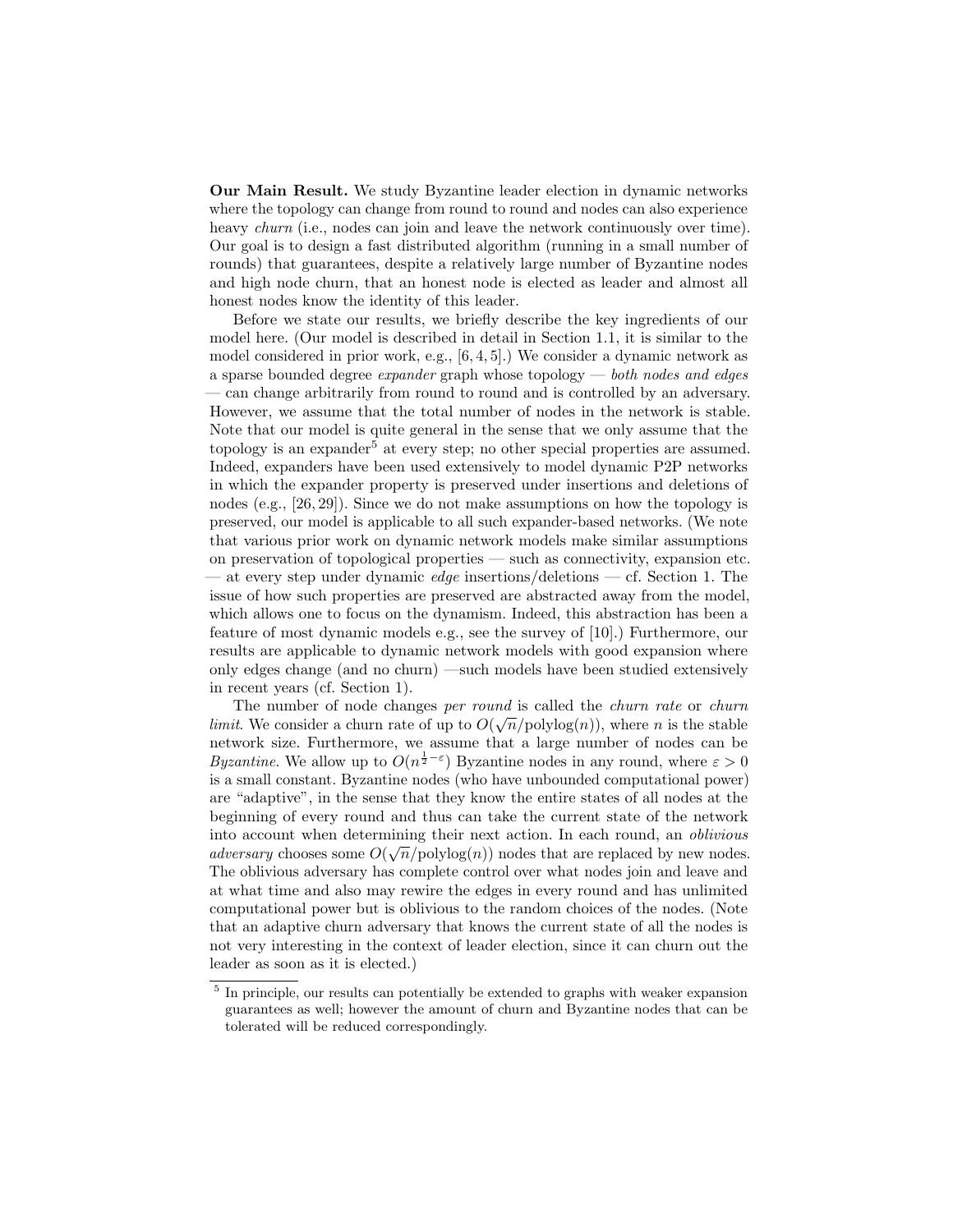**Our Main Result.** We study Byzantine leader election in dynamic networks where the topology can change from round to round and nodes can also experience heavy *churn* (i.e., nodes can join and leave the network continuously over time). Our goal is to design a fast distributed algorithm (running in a small number of rounds) that guarantees, despite a relatively large number of Byzantine nodes and high node churn, that an honest node is elected as leader and almost all honest nodes know the identity of this leader.

Before we state our results, we briefly describe the key ingredients of our model here. (Our model is described in detail in Section 1.1, it is similar to the model considered in prior work, e.g., [6, 4, 5].) We consider a dynamic network as a sparse bounded degree *expander* graph whose topology — *both nodes and edges* — can change arbitrarily from round to round and is controlled by an adversary. However, we assume that the total number of nodes in the network is stable. Note that our model is quite general in the sense that we only assume that the topology is an expander[5] at every step; no other special properties are assumed. Indeed, expanders have been used extensively to model dynamic P2P networks in which the expander property is preserved under insertions and deletions of nodes (e.g., [26, 29]). Since we do not make assumptions on how the topology is preserved, our model is applicable to all such expander-based networks. (We note that various prior work on dynamic network models make similar assumptions on preservation of topological properties — such as connectivity, expansion etc. — at every step under dynamic *edge* insertions/deletions — cf. Section 1. The issue of how such properties are preserved are abstracted away from the model, which allows one to focus on the dynamism. Indeed, this abstraction has been a feature of most dynamic models e.g., see the survey of [10].) Furthermore, our results are applicable to dynamic network models with good expansion where only edges change (and no churn) —such models have been studied extensively in recent years (cf. Section 1).

The number of node changes *per round* is called the *churn rate* or *churn limit*. We consider a churn rate of up to $O(\sqrt{n}/\text{polylog}(n))$, where $n$ is the stable network size. Furthermore, we assume that a large number of nodes can be *Byzantine*. We allow up to $O(n^{\frac{1}{2}-\varepsilon})$ Byzantine nodes in any round, where $\varepsilon > 0$ is a small constant. Byzantine nodes (who have unbounded computational power) are "adaptive", in the sense that they know the entire states of all nodes at the beginning of every round and thus can take the current state of the network into account when determining their next action. In each round, an *oblivious adversary* chooses some $O(\sqrt{n}/\text{polylog}(n))$ nodes that are replaced by new nodes. The oblivious adversary has complete control over what nodes join and leave and at what time and also may rewire the edges in every round and has unlimited computational power but is oblivious to the random choices of the nodes. (Note that an adaptive churn adversary that knows the current state of all the nodes is not very interesting in the context of leader election, since it can churn out the leader as soon as it is elected.)

[5] In principle, our results can potentially be extended to graphs with weaker expansion guarantees as well; however the amount of churn and Byzantine nodes that can be tolerated will be reduced correspondingly.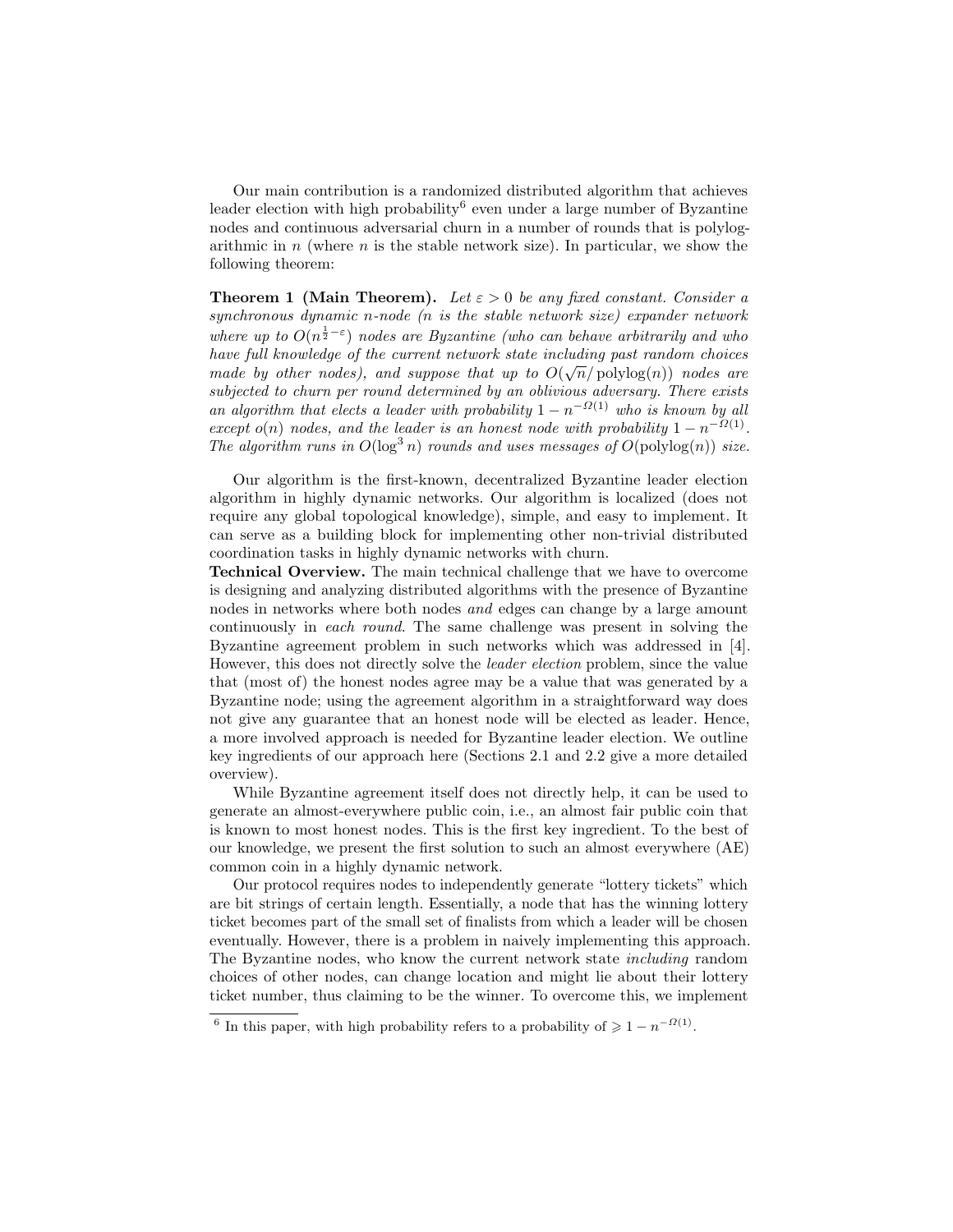Our main contribution is a randomized distributed algorithm that achieves leader election with high probability[6] even under a large number of Byzantine nodes and continuous adversarial churn in a number of rounds that is polylogarithmic in $n$ (where $n$ is the stable network size). In particular, we show the following theorem:

**Theorem 1 (Main Theorem).** *Let $\varepsilon > 0$ be any fixed constant. Consider a synchronous dynamic $n$-node ($n$ is the stable network size) expander network where up to $O(n^{\frac{1}{2}-\varepsilon})$ nodes are Byzantine (who can behave arbitrarily and who have full knowledge of the current network state including past random choices made by other nodes), and suppose that up to $O(\sqrt{n}/\operatorname{polylog}(n))$ nodes are subjected to churn per round determined by an oblivious adversary. There exists an algorithm that elects a leader with probability $1 - n^{-\Omega(1)}$ who is known by all except $o(n)$ nodes, and the leader is an honest node with probability $1 - n^{-\Omega(1)}$. The algorithm runs in $O(\log^3 n)$ rounds and uses messages of $O(\operatorname{polylog}(n))$ size.*

Our algorithm is the first-known, decentralized Byzantine leader election algorithm in highly dynamic networks. Our algorithm is localized (does not require any global topological knowledge), simple, and easy to implement. It can serve as a building block for implementing other non-trivial distributed coordination tasks in highly dynamic networks with churn.

**Technical Overview.** The main technical challenge that we have to overcome is designing and analyzing distributed algorithms with the presence of Byzantine nodes in networks where both nodes *and* edges can change by a large amount continuously in *each round*. The same challenge was present in solving the Byzantine agreement problem in such networks which was addressed in [4]. However, this does not directly solve the *leader election* problem, since the value that (most of) the honest nodes agree may be a value that was generated by a Byzantine node; using the agreement algorithm in a straightforward way does not give any guarantee that an honest node will be elected as leader. Hence, a more involved approach is needed for Byzantine leader election. We outline key ingredients of our approach here (Sections 2.1 and 2.2 give a more detailed overview).

While Byzantine agreement itself does not directly help, it can be used to generate an almost-everywhere public coin, i.e., an almost fair public coin that is known to most honest nodes. This is the first key ingredient. To the best of our knowledge, we present the first solution to such an almost everywhere (AE) common coin in a highly dynamic network.

Our protocol requires nodes to independently generate "lottery tickets" which are bit strings of certain length. Essentially, a node that has the winning lottery ticket becomes part of the small set of finalists from which a leader will be chosen eventually. However, there is a problem in naively implementing this approach. The Byzantine nodes, who know the current network state *including* random choices of other nodes, can change location and might lie about their lottery ticket number, thus claiming to be the winner. To overcome this, we implement

[6] In this paper, with high probability refers to a probability of $\geqslant 1 - n^{-\Omega(1)}$.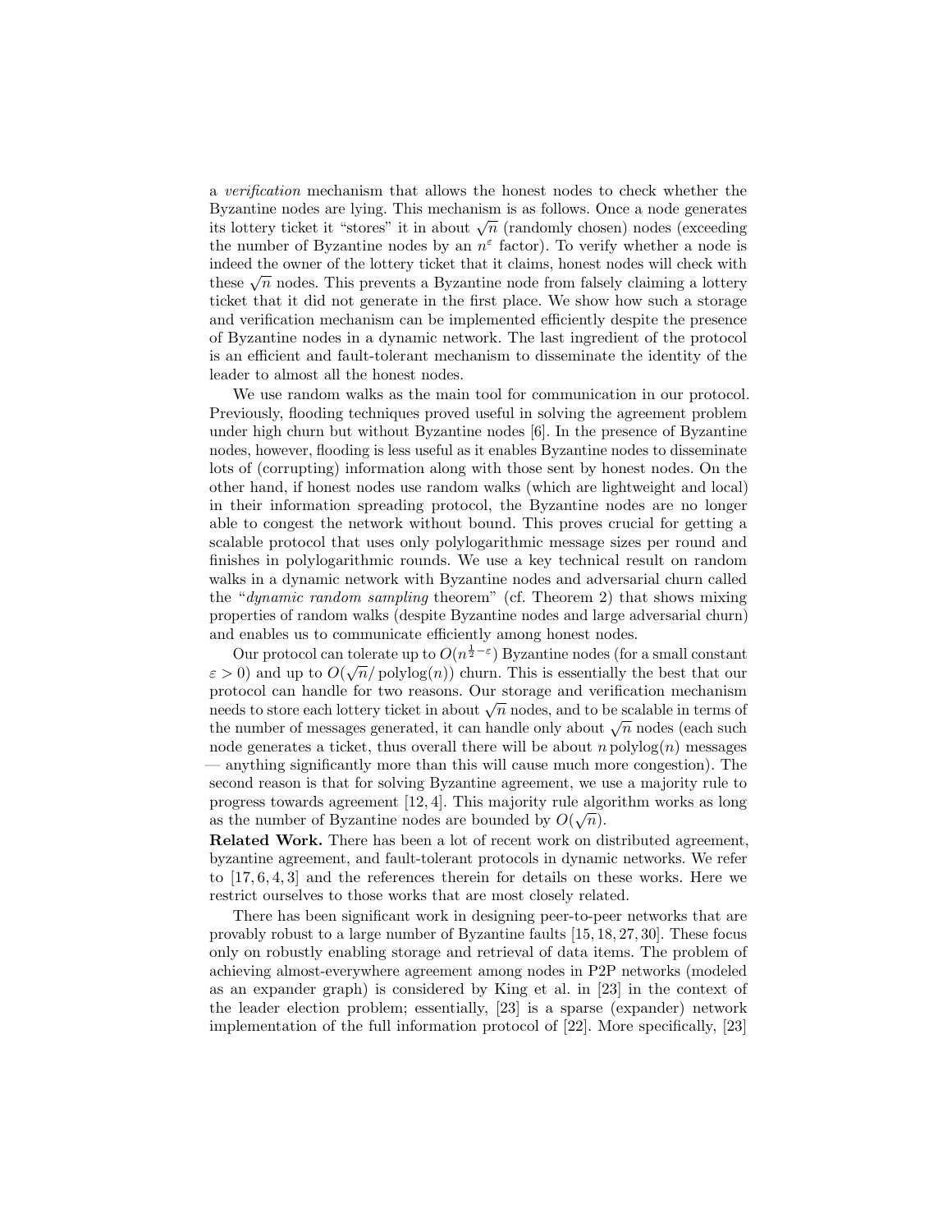a *verification* mechanism that allows the honest nodes to check whether the Byzantine nodes are lying. This mechanism is as follows. Once a node generates its lottery ticket it "stores" it in about $\sqrt{n}$ (randomly chosen) nodes (exceeding the number of Byzantine nodes by an $n^{\varepsilon}$ factor). To verify whether a node is indeed the owner of the lottery ticket that it claims, honest nodes will check with these $\sqrt{n}$ nodes. This prevents a Byzantine node from falsely claiming a lottery ticket that it did not generate in the first place. We show how such a storage and verification mechanism can be implemented efficiently despite the presence of Byzantine nodes in a dynamic network. The last ingredient of the protocol is an efficient and fault-tolerant mechanism to disseminate the identity of the leader to almost all the honest nodes.

We use random walks as the main tool for communication in our protocol. Previously, flooding techniques proved useful in solving the agreement problem under high churn but without Byzantine nodes [6]. In the presence of Byzantine nodes, however, flooding is less useful as it enables Byzantine nodes to disseminate lots of (corrupting) information along with those sent by honest nodes. On the other hand, if honest nodes use random walks (which are lightweight and local) in their information spreading protocol, the Byzantine nodes are no longer able to congest the network without bound. This proves crucial for getting a scalable protocol that uses only polylogarithmic message sizes per round and finishes in polylogarithmic rounds. We use a key technical result on random walks in a dynamic network with Byzantine nodes and adversarial churn called the "*dynamic random sampling* theorem" (cf. Theorem 2) that shows mixing properties of random walks (despite Byzantine nodes and large adversarial churn) and enables us to communicate efficiently among honest nodes.

Our protocol can tolerate up to $O(n^{\frac{1}{2}-\varepsilon})$ Byzantine nodes (for a small constant $\varepsilon > 0$) and up to $O(\sqrt{n}/\operatorname{polylog}(n))$ churn. This is essentially the best that our protocol can handle for two reasons. Our storage and verification mechanism needs to store each lottery ticket in about $\sqrt{n}$ nodes, and to be scalable in terms of the number of messages generated, it can handle only about $\sqrt{n}$ nodes (each such node generates a ticket, thus overall there will be about $n \operatorname{polylog}(n)$ messages — anything significantly more than this will cause much more congestion). The second reason is that for solving Byzantine agreement, we use a majority rule to progress towards agreement [12, 4]. This majority rule algorithm works as long as the number of Byzantine nodes are bounded by $O(\sqrt{n})$.

**Related Work.** There has been a lot of recent work on distributed agreement, byzantine agreement, and fault-tolerant protocols in dynamic networks. We refer to [17, 6, 4, 3] and the references therein for details on these works. Here we restrict ourselves to those works that are most closely related.

There has been significant work in designing peer-to-peer networks that are provably robust to a large number of Byzantine faults [15, 18, 27, 30]. These focus only on robustly enabling storage and retrieval of data items. The problem of achieving almost-everywhere agreement among nodes in P2P networks (modeled as an expander graph) is considered by King et al. in [23] in the context of the leader election problem; essentially, [23] is a sparse (expander) network implementation of the full information protocol of [22]. More specifically, [23]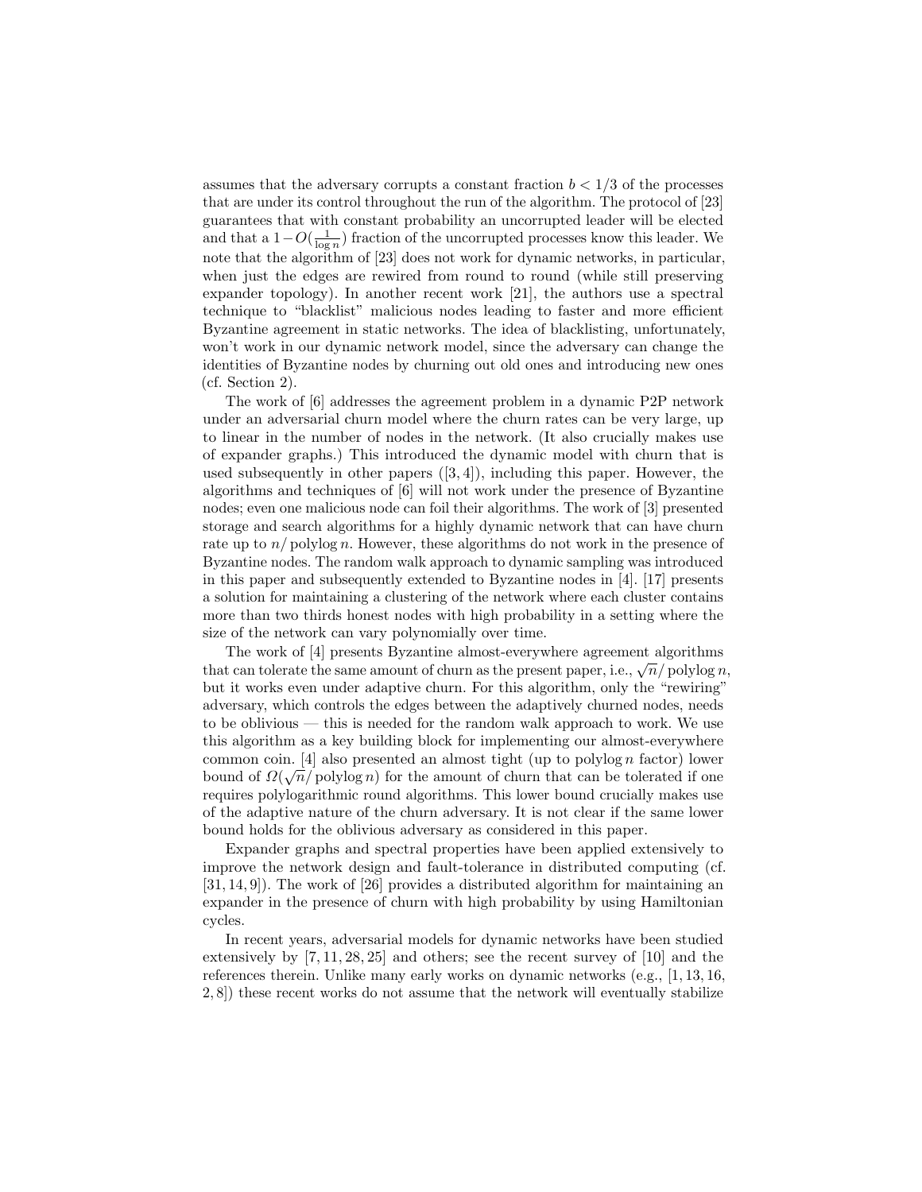assumes that the adversary corrupts a constant fraction $b < 1/3$ of the processes that are under its control throughout the run of the algorithm. The protocol of [23] guarantees that with constant probability an uncorrupted leader will be elected and that a $1 - O(\frac{1}{\log n})$ fraction of the uncorrupted processes know this leader. We note that the algorithm of [23] does not work for dynamic networks, in particular, when just the edges are rewired from round to round (while still preserving expander topology). In another recent work [21], the authors use a spectral technique to "blacklist" malicious nodes leading to faster and more efficient Byzantine agreement in static networks. The idea of blacklisting, unfortunately, won't work in our dynamic network model, since the adversary can change the identities of Byzantine nodes by churning out old ones and introducing new ones (cf. Section 2).

The work of [6] addresses the agreement problem in a dynamic P2P network under an adversarial churn model where the churn rates can be very large, up to linear in the number of nodes in the network. (It also crucially makes use of expander graphs.) This introduced the dynamic model with churn that is used subsequently in other papers ([3, 4]), including this paper. However, the algorithms and techniques of [6] will not work under the presence of Byzantine nodes; even one malicious node can foil their algorithms. The work of [3] presented storage and search algorithms for a highly dynamic network that can have churn rate up to $n/\operatorname{polylog} n$. However, these algorithms do not work in the presence of Byzantine nodes. The random walk approach to dynamic sampling was introduced in this paper and subsequently extended to Byzantine nodes in [4]. [17] presents a solution for maintaining a clustering of the network where each cluster contains more than two thirds honest nodes with high probability in a setting where the size of the network can vary polynomially over time.

The work of [4] presents Byzantine almost-everywhere agreement algorithms that can tolerate the same amount of churn as the present paper, i.e., $\sqrt{n}/\operatorname{polylog} n$, but it works even under adaptive churn. For this algorithm, only the "rewiring" adversary, which controls the edges between the adaptively churned nodes, needs to be oblivious — this is needed for the random walk approach to work. We use this algorithm as a key building block for implementing our almost-everywhere common coin. [4] also presented an almost tight (up to $\operatorname{polylog} n$ factor) lower bound of $\Omega(\sqrt{n}/\operatorname{polylog} n)$ for the amount of churn that can be tolerated if one requires polylogarithmic round algorithms. This lower bound crucially makes use of the adaptive nature of the churn adversary. It is not clear if the same lower bound holds for the oblivious adversary as considered in this paper.

Expander graphs and spectral properties have been applied extensively to improve the network design and fault-tolerance in distributed computing (cf. [31, 14, 9]). The work of [26] provides a distributed algorithm for maintaining an expander in the presence of churn with high probability by using Hamiltonian cycles.

In recent years, adversarial models for dynamic networks have been studied extensively by [7, 11, 28, 25] and others; see the recent survey of [10] and the references therein. Unlike many early works on dynamic networks (e.g., [1, 13, 16, 2, 8]) these recent works do not assume that the network will eventually stabilize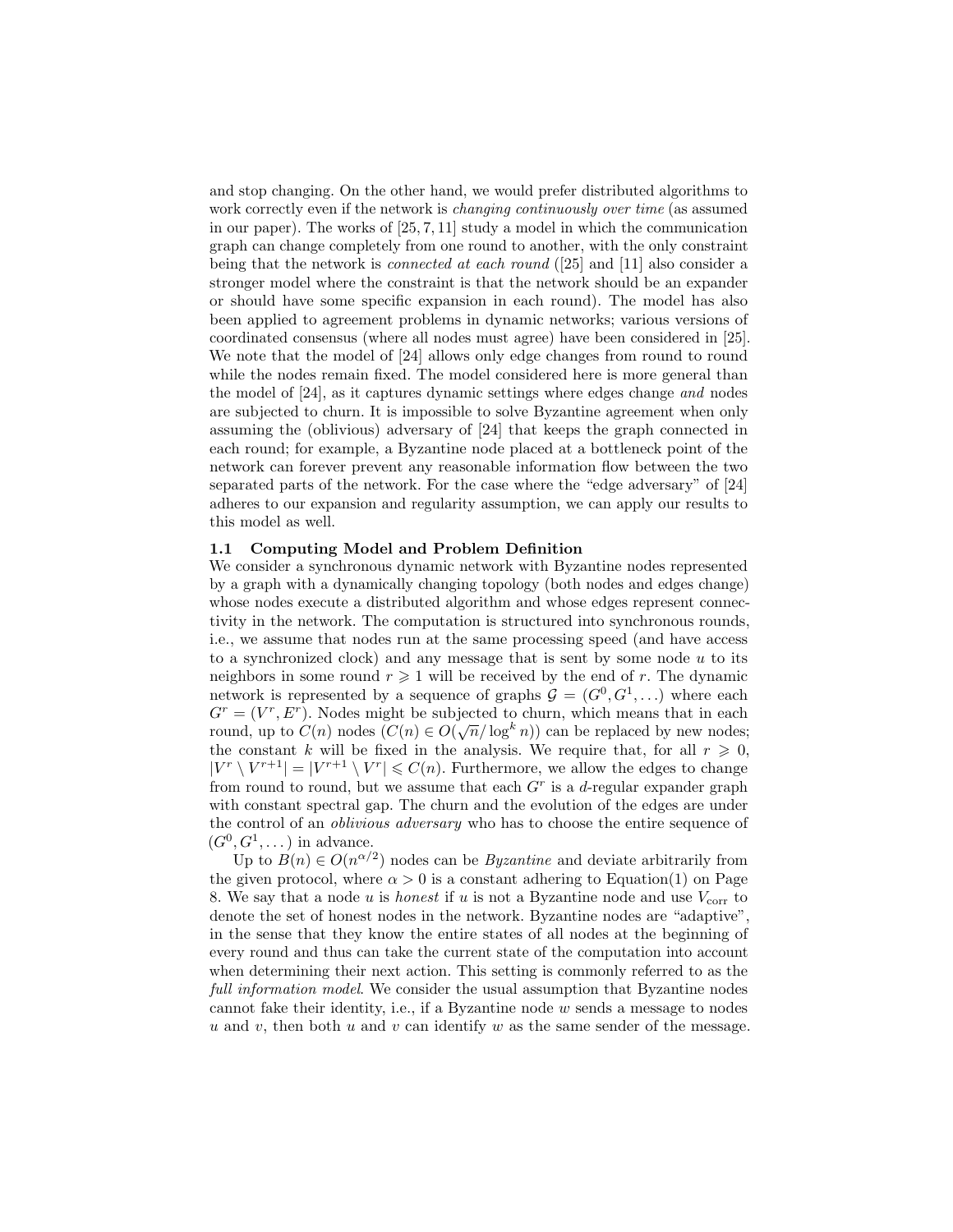and stop changing. On the other hand, we would prefer distributed algorithms to work correctly even if the network is *changing continuously over time* (as assumed in our paper). The works of [25, 7, 11] study a model in which the communication graph can change completely from one round to another, with the only constraint being that the network is *connected at each round* ([25] and [11] also consider a stronger model where the constraint is that the network should be an expander or should have some specific expansion in each round). The model has also been applied to agreement problems in dynamic networks; various versions of coordinated consensus (where all nodes must agree) have been considered in [25]. We note that the model of [24] allows only edge changes from round to round while the nodes remain fixed. The model considered here is more general than the model of [24], as it captures dynamic settings where edges change *and* nodes are subjected to churn. It is impossible to solve Byzantine agreement when only assuming the (oblivious) adversary of [24] that keeps the graph connected in each round; for example, a Byzantine node placed at a bottleneck point of the network can forever prevent any reasonable information flow between the two separated parts of the network. For the case where the "edge adversary" of [24] adheres to our expansion and regularity assumption, we can apply our results to this model as well.

### 1.1 Computing Model and Problem Definition

We consider a synchronous dynamic network with Byzantine nodes represented by a graph with a dynamically changing topology (both nodes and edges change) whose nodes execute a distributed algorithm and whose edges represent connectivity in the network. The computation is structured into synchronous rounds, i.e., we assume that nodes run at the same processing speed (and have access to a synchronized clock) and any message that is sent by some node $u$ to its neighbors in some round $r \geqslant 1$ will be received by the end of $r$. The dynamic network is represented by a sequence of graphs $\mathcal{G} = (G^0, G^1, \ldots)$ where each $G^r = (V^r, E^r)$. Nodes might be subjected to churn, which means that in each round, up to $C(n)$ nodes ($C(n) \in O(\sqrt{n}/\log^k n)$) can be replaced by new nodes; the constant $k$ will be fixed in the analysis. We require that, for all $r \geqslant 0$, $|V^r \setminus V^{r+1}| = |V^{r+1} \setminus V^r| \leqslant C(n)$. Furthermore, we allow the edges to change from round to round, but we assume that each $G^r$ is a $d$-regular expander graph with constant spectral gap. The churn and the evolution of the edges are under the control of an *oblivious adversary* who has to choose the entire sequence of $(G^0, G^1, \ldots)$ in advance.

Up to $B(n) \in O(n^{\alpha/2})$ nodes can be *Byzantine* and deviate arbitrarily from the given protocol, where $\alpha > 0$ is a constant adhering to Equation(1) on Page 8. We say that a node $u$ is *honest* if $u$ is not a Byzantine node and use $V_{\text{corr}}$ to denote the set of honest nodes in the network. Byzantine nodes are "adaptive", in the sense that they know the entire states of all nodes at the beginning of every round and thus can take the current state of the computation into account when determining their next action. This setting is commonly referred to as the *full information model*. We consider the usual assumption that Byzantine nodes cannot fake their identity, i.e., if a Byzantine node $w$ sends a message to nodes $u$ and $v$, then both $u$ and $v$ can identify $w$ as the same sender of the message.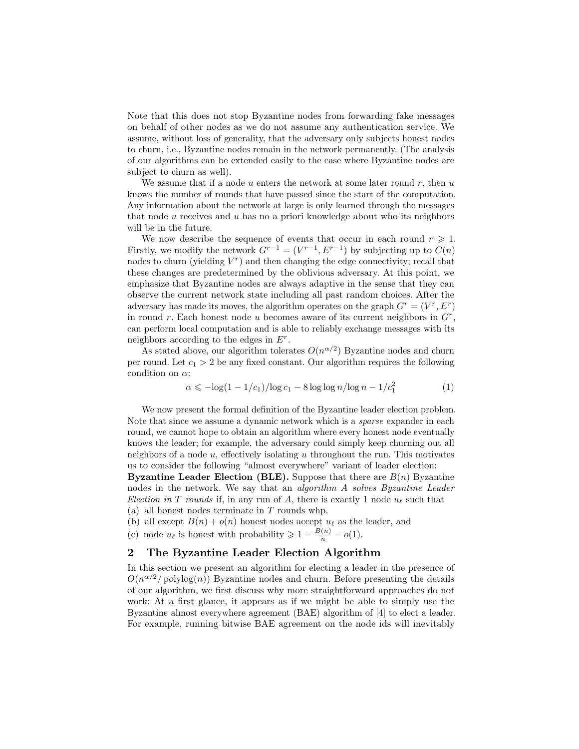Note that this does not stop Byzantine nodes from forwarding fake messages on behalf of other nodes as we do not assume any authentication service. We assume, without loss of generality, that the adversary only subjects honest nodes to churn, i.e., Byzantine nodes remain in the network permanently. (The analysis of our algorithms can be extended easily to the case where Byzantine nodes are subject to churn as well).

We assume that if a node $u$ enters the network at some later round $r$, then $u$ knows the number of rounds that have passed since the start of the computation. Any information about the network at large is only learned through the messages that node $u$ receives and $u$ has no a priori knowledge about who its neighbors will be in the future.

We now describe the sequence of events that occur in each round $r \geqslant 1$. Firstly, we modify the network $G^{r-1} = (V^{r-1}, E^{r-1})$ by subjecting up to $C(n)$ nodes to churn (yielding $V^r$) and then changing the edge connectivity; recall that these changes are predetermined by the oblivious adversary. At this point, we emphasize that Byzantine nodes are always adaptive in the sense that they can observe the current network state including all past random choices. After the adversary has made its moves, the algorithm operates on the graph $G^r = (V^r, E^r)$ in round $r$. Each honest node $u$ becomes aware of its current neighbors in $G^r$, can perform local computation and is able to reliably exchange messages with its neighbors according to the edges in $E^r$.

As stated above, our algorithm tolerates $O(n^{\alpha/2})$ Byzantine nodes and churn per round. Let $c_1 > 2$ be any fixed constant. Our algorithm requires the following condition on $\alpha$:

$$\alpha \leqslant -\log(1 - 1/c_1)/\log c_1 - 8 \log\log n/\log n - 1/c_1^2 \tag{1}$$

We now present the formal definition of the Byzantine leader election problem. Note that since we assume a dynamic network which is a *sparse* expander in each round, we cannot hope to obtain an algorithm where every honest node eventually knows the leader; for example, the adversary could simply keep churning out all neighbors of a node $u$, effectively isolating $u$ throughout the run. This motivates us to consider the following "almost everywhere" variant of leader election:

**Byzantine Leader Election (BLE).** Suppose that there are $B(n)$ Byzantine nodes in the network. We say that an *algorithm $A$ solves Byzantine Leader Election in $T$ rounds* if, in any run of $A$, there is exactly 1 node $u_\ell$ such that
(a) all honest nodes terminate in $T$ rounds whp,
(b) all except $B(n) + o(n)$ honest nodes accept $u_\ell$ as the leader, and
(c) node $u_\ell$ is honest with probability $\geqslant 1 - \frac{B(n)}{n} - o(1)$.

## 2 The Byzantine Leader Election Algorithm

In this section we present an algorithm for electing a leader in the presence of $O(n^{\alpha/2}/\operatorname{polylog}(n))$ Byzantine nodes and churn. Before presenting the details of our algorithm, we first discuss why more straightforward approaches do not work: At a first glance, it appears as if we might be able to simply use the Byzantine almost everywhere agreement (BAE) algorithm of [4] to elect a leader. For example, running bitwise BAE agreement on the node ids will inevitably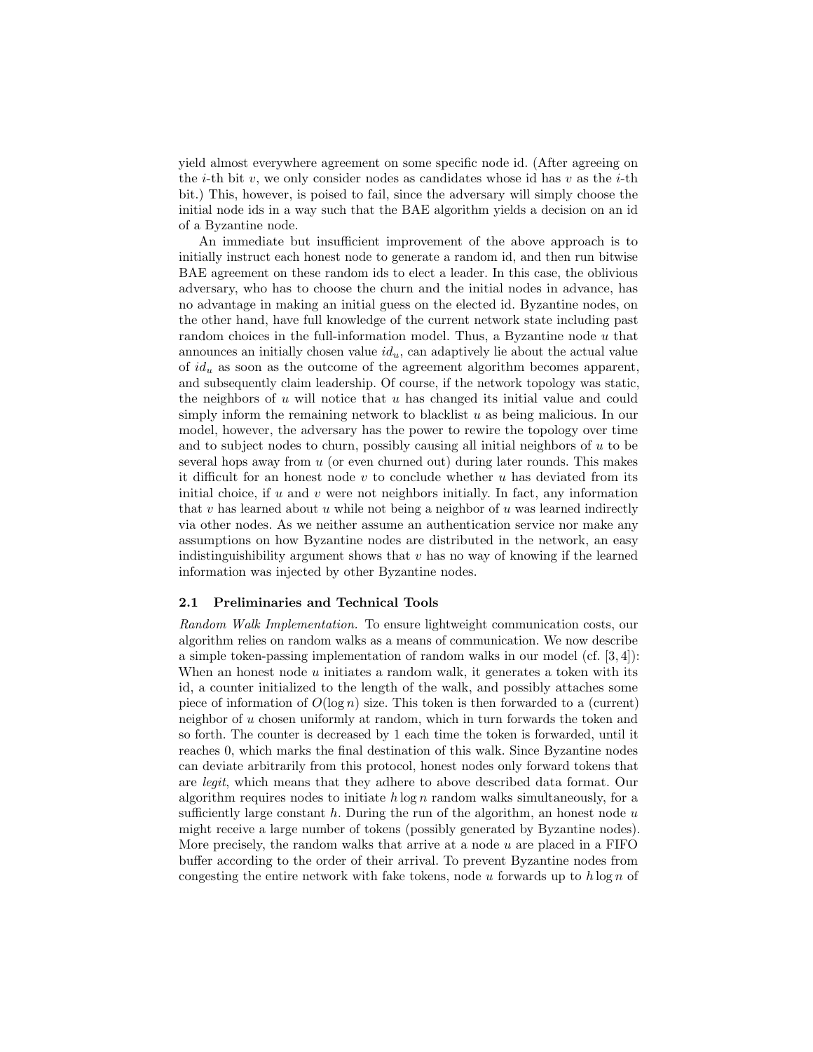yield almost everywhere agreement on some specific node id. (After agreeing on the $i$-th bit $v$, we only consider nodes as candidates whose id has $v$ as the $i$-th bit.) This, however, is poised to fail, since the adversary will simply choose the initial node ids in a way such that the BAE algorithm yields a decision on an id of a Byzantine node.

An immediate but insufficient improvement of the above approach is to initially instruct each honest node to generate a random id, and then run bitwise BAE agreement on these random ids to elect a leader. In this case, the oblivious adversary, who has to choose the churn and the initial nodes in advance, has no advantage in making an initial guess on the elected id. Byzantine nodes, on the other hand, have full knowledge of the current network state including past random choices in the full-information model. Thus, a Byzantine node $u$ that announces an initially chosen value $id_u$, can adaptively lie about the actual value of $id_u$ as soon as the outcome of the agreement algorithm becomes apparent, and subsequently claim leadership. Of course, if the network topology was static, the neighbors of $u$ will notice that $u$ has changed its initial value and could simply inform the remaining network to blacklist $u$ as being malicious. In our model, however, the adversary has the power to rewire the topology over time and to subject nodes to churn, possibly causing all initial neighbors of $u$ to be several hops away from $u$ (or even churned out) during later rounds. This makes it difficult for an honest node $v$ to conclude whether $u$ has deviated from its initial choice, if $u$ and $v$ were not neighbors initially. In fact, any information that $v$ has learned about $u$ while not being a neighbor of $u$ was learned indirectly via other nodes. As we neither assume an authentication service nor make any assumptions on how Byzantine nodes are distributed in the network, an easy indistinguishibility argument shows that $v$ has no way of knowing if the learned information was injected by other Byzantine nodes.

### 2.1 Preliminaries and Technical Tools

*Random Walk Implementation.* To ensure lightweight communication costs, our algorithm relies on random walks as a means of communication. We now describe a simple token-passing implementation of random walks in our model (cf. [3, 4]): When an honest node $u$ initiates a random walk, it generates a token with its id, a counter initialized to the length of the walk, and possibly attaches some piece of information of $O(\log n)$ size. This token is then forwarded to a (current) neighbor of $u$ chosen uniformly at random, which in turn forwards the token and so forth. The counter is decreased by 1 each time the token is forwarded, until it reaches 0, which marks the final destination of this walk. Since Byzantine nodes can deviate arbitrarily from this protocol, honest nodes only forward tokens that are *legit*, which means that they adhere to above described data format. Our algorithm requires nodes to initiate $h \log n$ random walks simultaneously, for a sufficiently large constant $h$. During the run of the algorithm, an honest node $u$ might receive a large number of tokens (possibly generated by Byzantine nodes). More precisely, the random walks that arrive at a node $u$ are placed in a FIFO buffer according to the order of their arrival. To prevent Byzantine nodes from congesting the entire network with fake tokens, node $u$ forwards up to $h \log n$ of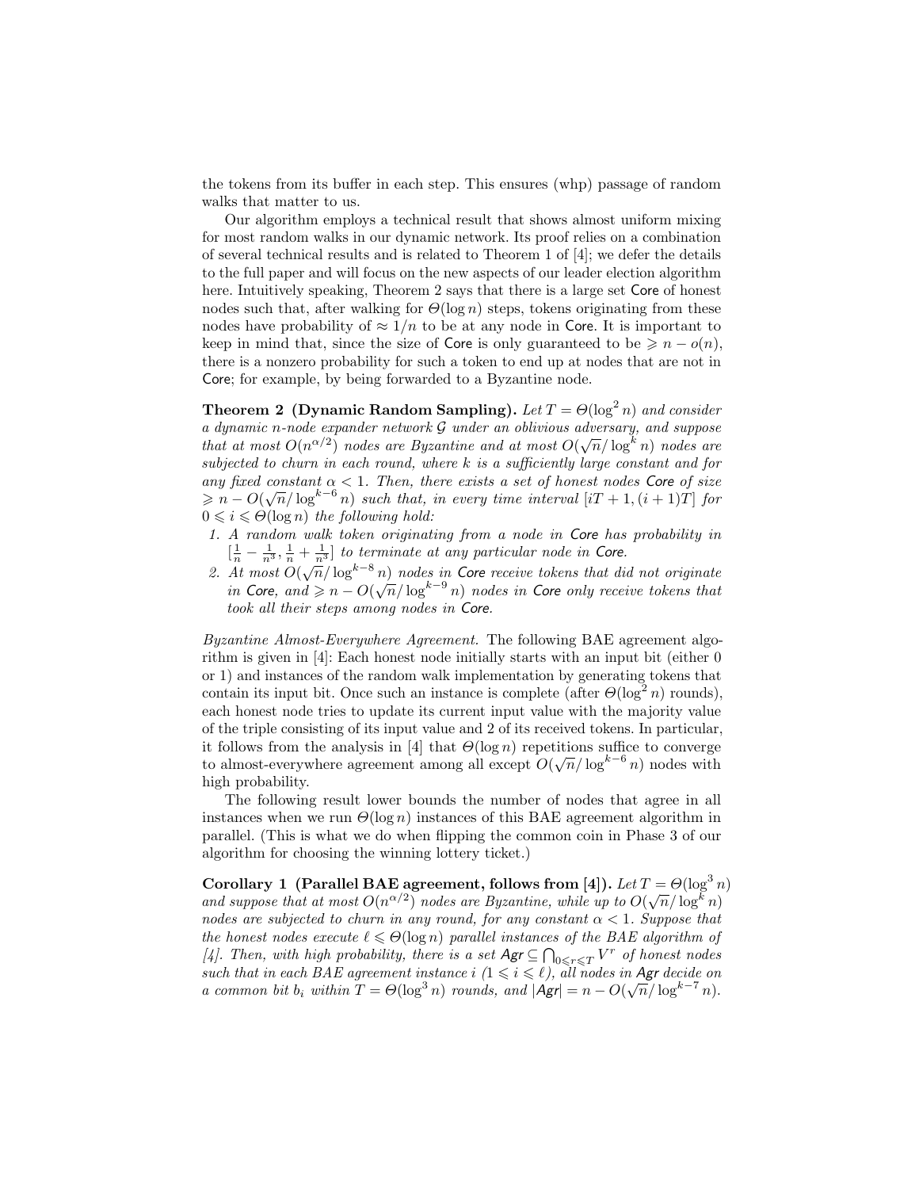the tokens from its buffer in each step. This ensures (whp) passage of random walks that matter to us.

Our algorithm employs a technical result that shows almost uniform mixing for most random walks in our dynamic network. Its proof relies on a combination of several technical results and is related to Theorem 1 of [4]; we defer the details to the full paper and will focus on the new aspects of our leader election algorithm here. Intuitively speaking, Theorem 2 says that there is a large set Core of honest nodes such that, after walking for $\Theta(\log n)$ steps, tokens originating from these nodes have probability of $\approx 1/n$ to be at any node in Core. It is important to keep in mind that, since the size of Core is only guaranteed to be $\geqslant n - o(n)$, there is a nonzero probability for such a token to end up at nodes that are not in Core; for example, by being forwarded to a Byzantine node.

**Theorem 2 (Dynamic Random Sampling).** *Let $T = \Theta(\log^2 n)$ and consider a dynamic $n$-node expander network $\mathcal{G}$ under an oblivious adversary, and suppose that at most $O(n^{\alpha/2})$ nodes are Byzantine and at most $O(\sqrt{n}/\log^k n)$ nodes are subjected to churn in each round, where $k$ is a sufficiently large constant and for any fixed constant $\alpha < 1$. Then, there exists a set of honest nodes Core of size $\geqslant n - O(\sqrt{n}/\log^{k-6} n)$ such that, in every time interval $[iT+1, (i+1)T]$ for $0 \leqslant i \leqslant \Theta(\log n)$ the following hold:*

1. *A random walk token originating from a node in Core has probability in $[\frac{1}{n} - \frac{1}{n^3}, \frac{1}{n} + \frac{1}{n^3}]$ to terminate at any particular node in Core.*
2. *At most $O(\sqrt{n}/\log^{k-8} n)$ nodes in Core receive tokens that did not originate in Core, and $\geqslant n - O(\sqrt{n}/\log^{k-9} n)$ nodes in Core only receive tokens that took all their steps among nodes in Core.*

*Byzantine Almost-Everywhere Agreement.* The following BAE agreement algorithm is given in [4]: Each honest node initially starts with an input bit (either 0 or 1) and instances of the random walk implementation by generating tokens that contain its input bit. Once such an instance is complete (after $\Theta(\log^2 n)$ rounds), each honest node tries to update its current input value with the majority value of the triple consisting of its input value and 2 of its received tokens. In particular, it follows from the analysis in [4] that $\Theta(\log n)$ repetitions suffice to converge to almost-everywhere agreement among all except $O(\sqrt{n}/\log^{k-6} n)$ nodes with high probability.

The following result lower bounds the number of nodes that agree in all instances when we run $\Theta(\log n)$ instances of this BAE agreement algorithm in parallel. (This is what we do when flipping the common coin in Phase 3 of our algorithm for choosing the winning lottery ticket.)

**Corollary 1 (Parallel BAE agreement, follows from [4]).** *Let $T = \Theta(\log^3 n)$ and suppose that at most $O(n^{\alpha/2})$ nodes are Byzantine, while up to $O(\sqrt{n}/\log^k n)$ nodes are subjected to churn in any round, for any constant $\alpha < 1$. Suppose that the honest nodes execute $\ell \leqslant \Theta(\log n)$ parallel instances of the BAE algorithm of [4]. Then, with high probability, there is a set $\mathsf{Agr} \subseteq \bigcap_{0 \leqslant r \leqslant T} V^r$ of honest nodes such that in each BAE agreement instance $i$ ($1 \leqslant i \leqslant \ell$), all nodes in Agr decide on a common bit $b_i$ within $T = \Theta(\log^3 n)$ rounds, and $|\mathsf{Agr}| = n - O(\sqrt{n}/\log^{k-7} n)$.*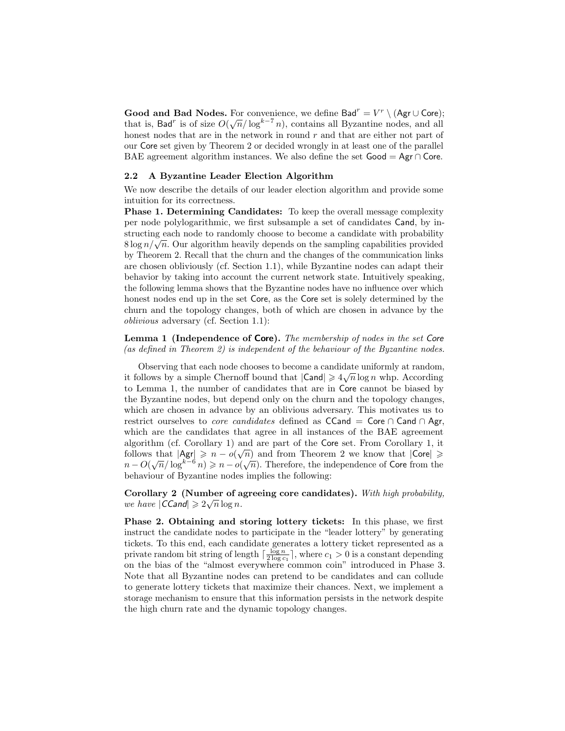**Good and Bad Nodes.** For convenience, we define $\mathsf{Bad}^r = V^r \setminus (\mathsf{Agr} \cup \mathsf{Core})$; that is, $\mathsf{Bad}^r$ is of size $O(\sqrt{n}/\log^{k-7} n)$, contains all Byzantine nodes, and all honest nodes that are in the network in round $r$ and that are either not part of our $\mathsf{Core}$ set given by Theorem 2 or decided wrongly in at least one of the parallel BAE agreement algorithm instances. We also define the set $\mathsf{Good} = \mathsf{Agr} \cap \mathsf{Core}$.

### 2.2 A Byzantine Leader Election Algorithm

We now describe the details of our leader election algorithm and provide some intuition for its correctness.

**Phase 1. Determining Candidates:** To keep the overall message complexity per node polylogarithmic, we first subsample a set of candidates $\mathsf{Cand}$, by instructing each node to randomly choose to become a candidate with probability $8 \log n/\sqrt{n}$. Our algorithm heavily depends on the sampling capabilities provided by Theorem 2. Recall that the churn and the changes of the communication links are chosen obliviously (cf. Section 1.1), while Byzantine nodes can adapt their behavior by taking into account the current network state. Intuitively speaking, the following lemma shows that the Byzantine nodes have no influence over which honest nodes end up in the set $\mathsf{Core}$, as the $\mathsf{Core}$ set is solely determined by the churn and the topology changes, both of which are chosen in advance by the *oblivious* adversary (cf. Section 1.1):

**Lemma 1 (Independence of $\mathsf{Core}$).** *The membership of nodes in the set $\mathsf{Core}$ (as defined in Theorem 2) is independent of the behaviour of the Byzantine nodes.*

Observing that each node chooses to become a candidate uniformly at random, it follows by a simple Chernoff bound that $|\mathsf{Cand}| \geqslant 4\sqrt{n} \log n$ whp. According to Lemma 1, the number of candidates that are in $\mathsf{Core}$ cannot be biased by the Byzantine nodes, but depend only on the churn and the topology changes, which are chosen in advance by an oblivious adversary. This motivates us to restrict ourselves to *core candidates* defined as $\mathsf{CCand} = \mathsf{Core} \cap \mathsf{Cand} \cap \mathsf{Agr}$, which are the candidates that agree in all instances of the BAE agreement algorithm (cf. Corollary 1) and are part of the $\mathsf{Core}$ set. From Corollary 1, it follows that $|\mathsf{Agr}| \geqslant n - o(\sqrt{n})$ and from Theorem 2 we know that $|\mathsf{Core}| \geqslant n - O(\sqrt{n}/\log^{k-6} n) \geqslant n - o(\sqrt{n})$. Therefore, the independence of $\mathsf{Core}$ from the behaviour of Byzantine nodes implies the following:

**Corollary 2 (Number of agreeing core candidates).** *With high probability, we have $|\mathsf{CCand}| \geqslant 2\sqrt{n} \log n$.*

**Phase 2. Obtaining and storing lottery tickets:** In this phase, we first instruct the candidate nodes to participate in the "leader lottery" by generating tickets. To this end, each candidate generates a lottery ticket represented as a private random bit string of length $\lceil \frac{\log n}{2 \log c_1} \rceil$, where $c_1 > 0$ is a constant depending on the bias of the "almost everywhere common coin" introduced in Phase 3. Note that all Byzantine nodes can pretend to be candidates and can collude to generate lottery tickets that maximize their chances. Next, we implement a storage mechanism to ensure that this information persists in the network despite the high churn rate and the dynamic topology changes.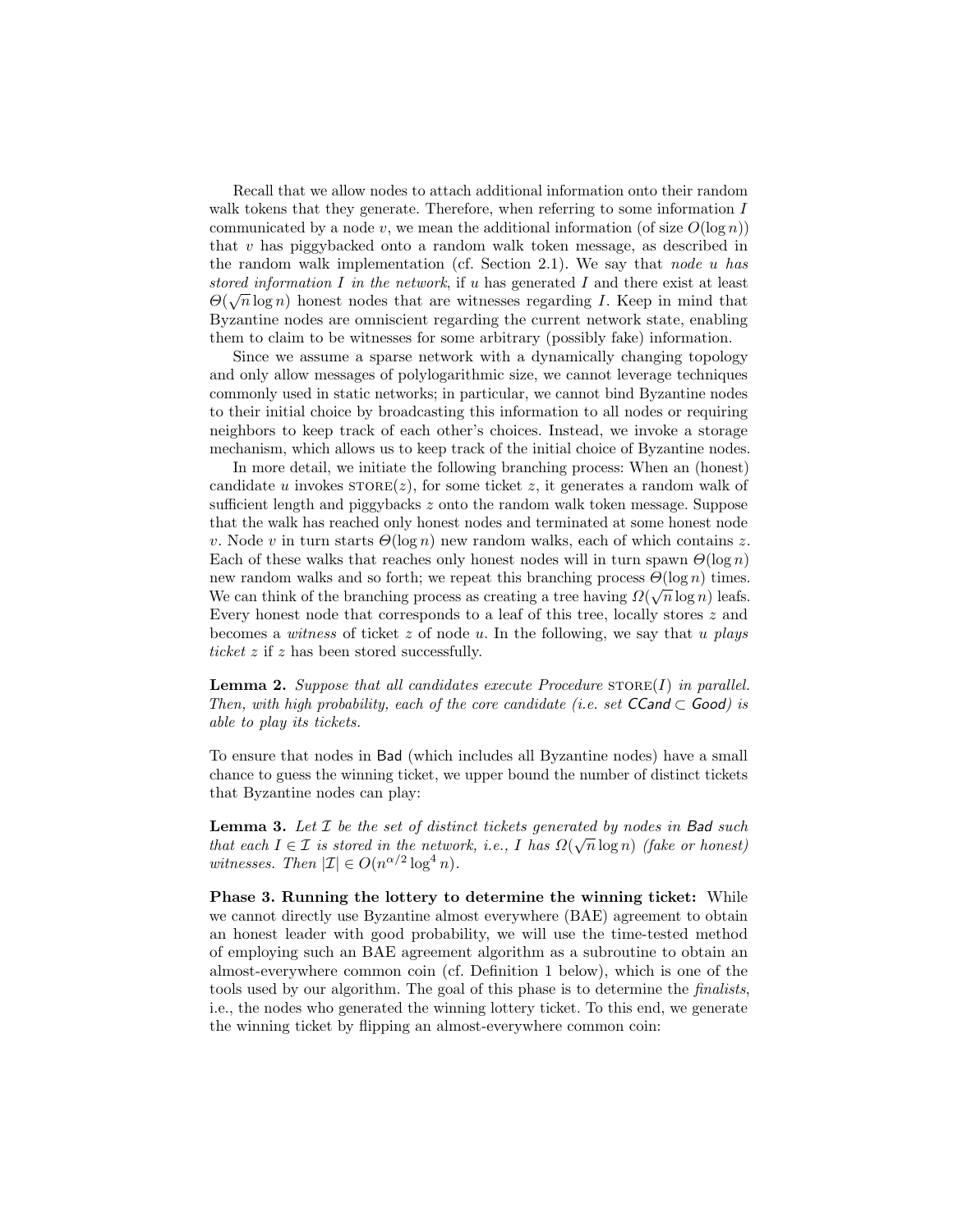Recall that we allow nodes to attach additional information onto their random walk tokens that they generate. Therefore, when referring to some information $I$ communicated by a node $v$, we mean the additional information (of size $O(\log n)$) that $v$ has piggybacked onto a random walk token message, as described in the random walk implementation (cf. Section 2.1). We say that *node $u$ has stored information $I$ in the network*, if $u$ has generated $I$ and there exist at least $\Theta(\sqrt{n}\log n)$ honest nodes that are witnesses regarding $I$. Keep in mind that Byzantine nodes are omniscient regarding the current network state, enabling them to claim to be witnesses for some arbitrary (possibly fake) information.

Since we assume a sparse network with a dynamically changing topology and only allow messages of polylogarithmic size, we cannot leverage techniques commonly used in static networks; in particular, we cannot bind Byzantine nodes to their initial choice by broadcasting this information to all nodes or requiring neighbors to keep track of each other's choices. Instead, we invoke a storage mechanism, which allows us to keep track of the initial choice of Byzantine nodes.

In more detail, we initiate the following branching process: When an (honest) candidate $u$ invokes $\textsc{store}(z)$, for some ticket $z$, it generates a random walk of sufficient length and piggybacks $z$ onto the random walk token message. Suppose that the walk has reached only honest nodes and terminated at some honest node $v$. Node $v$ in turn starts $\Theta(\log n)$ new random walks, each of which contains $z$. Each of these walks that reaches only honest nodes will in turn spawn $\Theta(\log n)$ new random walks and so forth; we repeat this branching process $\Theta(\log n)$ times. We can think of the branching process as creating a tree having $\Omega(\sqrt{n}\log n)$ leafs. Every honest node that corresponds to a leaf of this tree, locally stores $z$ and becomes a *witness* of ticket $z$ of node $u$. In the following, we say that *$u$ plays ticket $z$* if $z$ has been stored successfully.

**Lemma 2.** *Suppose that all candidates execute Procedure $\textsc{store}(I)$ in parallel. Then, with high probability, each of the core candidate (i.e. set $\mathsf{CCand} \subset \mathsf{Good}$) is able to play its tickets.*

To ensure that nodes in $\mathsf{Bad}$ (which includes all Byzantine nodes) have a small chance to guess the winning ticket, we upper bound the number of distinct tickets that Byzantine nodes can play:

**Lemma 3.** *Let $\mathcal{I}$ be the set of distinct tickets generated by nodes in $\mathsf{Bad}$ such that each $I \in \mathcal{I}$ is stored in the network, i.e., $I$ has $\Omega(\sqrt{n}\log n)$ (fake or honest) witnesses. Then $|\mathcal{I}| \in O(n^{\alpha/2}\log^4 n)$.*

**Phase 3. Running the lottery to determine the winning ticket:** While we cannot directly use Byzantine almost everywhere (BAE) agreement to obtain an honest leader with good probability, we will use the time-tested method of employing such an BAE agreement algorithm as a subroutine to obtain an almost-everywhere common coin (cf. Definition 1 below), which is one of the tools used by our algorithm. The goal of this phase is to determine the *finalists*, i.e., the nodes who generated the winning lottery ticket. To this end, we generate the winning ticket by flipping an almost-everywhere common coin: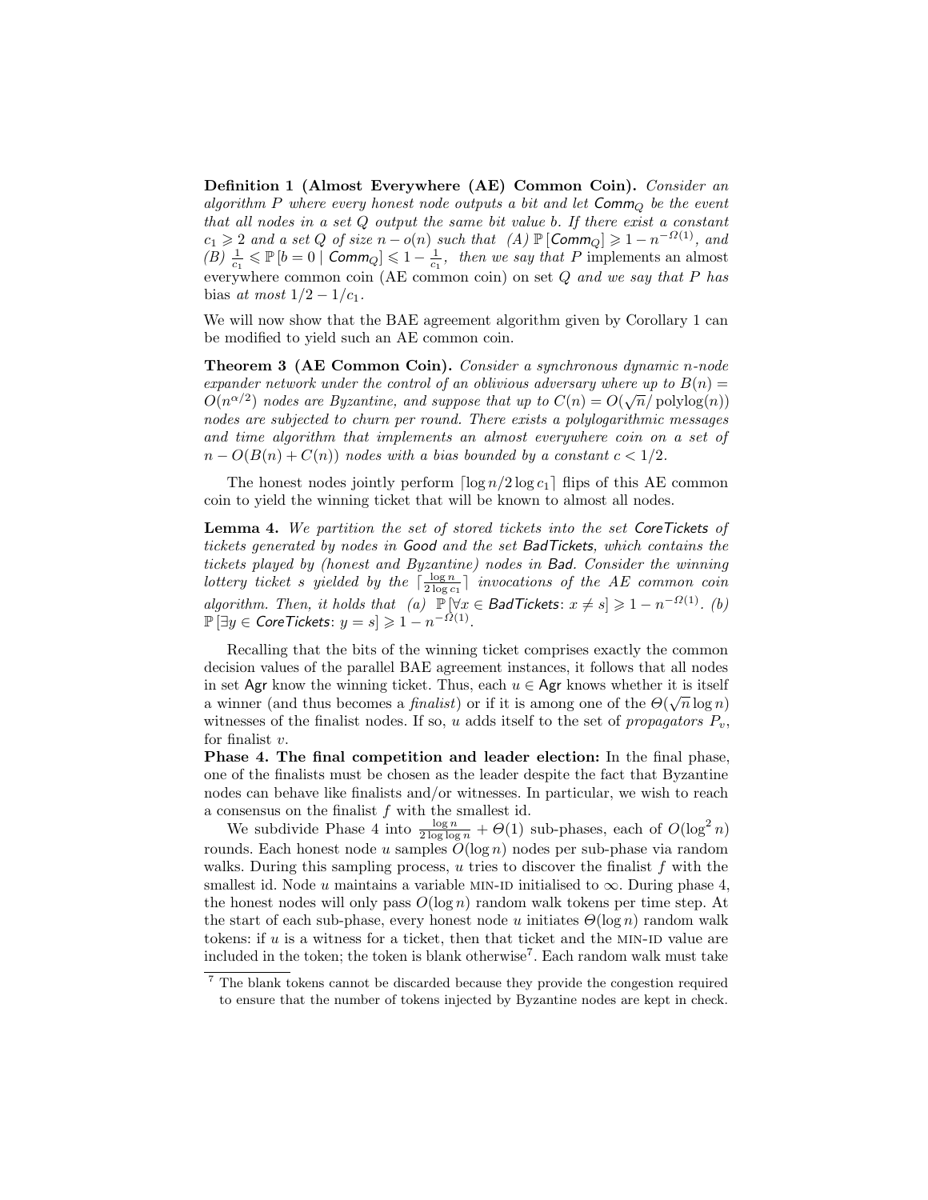**Definition 1 (Almost Everywhere (AE) Common Coin).** *Consider an algorithm $P$ where every honest node outputs a bit and let $\mathsf{Comm}_Q$ be the event that all nodes in a set $Q$ output the same bit value $b$. If there exist a constant $c_1 \geqslant 2$ and a set $Q$ of size $n - o(n)$ such that (A) $\mathbb{P}\left[\mathsf{Comm}_Q\right] \geqslant 1 - n^{-\Omega(1)}$, and (B) $\frac{1}{c_1} \leqslant \mathbb{P}\left[b = 0 \mid \mathsf{Comm}_Q\right] \leqslant 1 - \frac{1}{c_1}$, then we say that $P$* implements an almost everywhere common coin (AE common coin) *on set $Q$ and we say that $P$ has* bias *at most $1/2 - 1/c_1$.*

We will now show that the BAE agreement algorithm given by Corollary 1 can be modified to yield such an AE common coin.

**Theorem 3 (AE Common Coin).** *Consider a synchronous dynamic $n$-node expander network under the control of an oblivious adversary where up to $B(n) = O(n^{\alpha/2})$ nodes are Byzantine, and suppose that up to $C(n) = O(\sqrt{n}/\operatorname{polylog}(n))$ nodes are subjected to churn per round. There exists a polylogarithmic messages and time algorithm that implements an almost everywhere coin on a set of $n - O(B(n) + C(n))$ nodes with a bias bounded by a constant $c < 1/2$.*

The honest nodes jointly perform $\lceil \log n / 2 \log c_1 \rceil$ flips of this AE common coin to yield the winning ticket that will be known to almost all nodes.

**Lemma 4.** *We partition the set of stored tickets into the set $\mathsf{CoreTickets}$ of tickets generated by nodes in $\mathsf{Good}$ and the set $\mathsf{BadTickets}$, which contains the tickets played by (honest and Byzantine) nodes in $\mathsf{Bad}$. Consider the winning lottery ticket $s$ yielded by the $\lceil \frac{\log n}{2 \log c_1} \rceil$ invocations of the AE common coin algorithm. Then, it holds that (a) $\mathbb{P}\left[\forall x \in \mathsf{BadTickets}\colon x \neq s\right] \geqslant 1 - n^{-\Omega(1)}$. (b) $\mathbb{P}\left[\exists y \in \mathsf{CoreTickets}\colon y = s\right] \geqslant 1 - n^{-\Omega(1)}$.*

Recalling that the bits of the winning ticket comprises exactly the common decision values of the parallel BAE agreement instances, it follows that all nodes in set $\mathsf{Agr}$ know the winning ticket. Thus, each $u \in \mathsf{Agr}$ knows whether it is itself a winner (and thus becomes a *finalist*) or if it is among one of the $\Theta(\sqrt{n} \log n)$ witnesses of the finalist nodes. If so, $u$ adds itself to the set of *propagators* $P_v$, for finalist $v$.

**Phase 4. The final competition and leader election:** In the final phase, one of the finalists must be chosen as the leader despite the fact that Byzantine nodes can behave like finalists and/or witnesses. In particular, we wish to reach a consensus on the finalist $f$ with the smallest id.

We subdivide Phase 4 into $\frac{\log n}{2 \log \log n} + \Theta(1)$ sub-phases, each of $O(\log^2 n)$ rounds. Each honest node $u$ samples $O(\log n)$ nodes per sub-phase via random walks. During this sampling process, $u$ tries to discover the finalist $f$ with the smallest id. Node $u$ maintains a variable MIN-ID initialised to $\infty$. During phase 4, the honest nodes will only pass $O(\log n)$ random walk tokens per time step. At the start of each sub-phase, every honest node $u$ initiates $\Theta(\log n)$ random walk tokens: if $u$ is a witness for a ticket, then that ticket and the MIN-ID value are included in the token; the token is blank otherwise[7]. Each random walk must take

[7] The blank tokens cannot be discarded because they provide the congestion required to ensure that the number of tokens injected by Byzantine nodes are kept in check.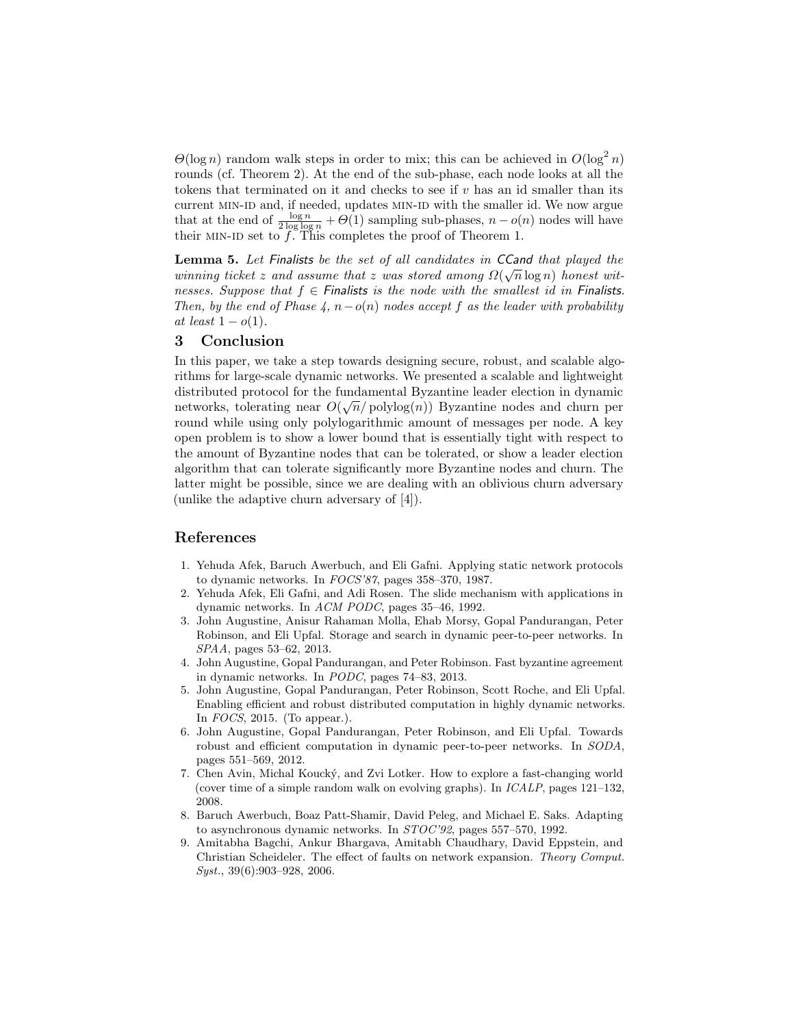$\Theta(\log n)$ random walk steps in order to mix; this can be achieved in $O(\log^2 n)$ rounds (cf. Theorem 2). At the end of the sub-phase, each node looks at all the tokens that terminated on it and checks to see if $v$ has an id smaller than its current MIN-ID and, if needed, updates MIN-ID with the smaller id. We now argue that at the end of $\frac{\log n}{2 \log \log n} + \Theta(1)$ sampling sub-phases, $n - o(n)$ nodes will have their MIN-ID set to $f$. This completes the proof of Theorem 1.

**Lemma 5.** *Let Finalists be the set of all candidates in CCand that played the winning ticket $z$ and assume that $z$ was stored among $\Omega(\sqrt{n} \log n)$ honest witnesses. Suppose that $f \in$ Finalists is the node with the smallest id in Finalists. Then, by the end of Phase 4, $n - o(n)$ nodes accept $f$ as the leader with probability at least $1 - o(1)$.*

## 3 Conclusion

In this paper, we take a step towards designing secure, robust, and scalable algorithms for large-scale dynamic networks. We presented a scalable and lightweight distributed protocol for the fundamental Byzantine leader election in dynamic networks, tolerating near $O(\sqrt{n}/\operatorname{polylog}(n))$ Byzantine nodes and churn per round while using only polylogarithmic amount of messages per node. A key open problem is to show a lower bound that is essentially tight with respect to the amount of Byzantine nodes that can be tolerated, or show a leader election algorithm that can tolerate significantly more Byzantine nodes and churn. The latter might be possible, since we are dealing with an oblivious churn adversary (unlike the adaptive churn adversary of [4]).

## References

1. Yehuda Afek, Baruch Awerbuch, and Eli Gafni. Applying static network protocols to dynamic networks. In *FOCS'87*, pages 358–370, 1987.
2. Yehuda Afek, Eli Gafni, and Adi Rosen. The slide mechanism with applications in dynamic networks. In *ACM PODC*, pages 35–46, 1992.
3. John Augustine, Anisur Rahaman Molla, Ehab Morsy, Gopal Pandurangan, Peter Robinson, and Eli Upfal. Storage and search in dynamic peer-to-peer networks. In *SPAA*, pages 53–62, 2013.
4. John Augustine, Gopal Pandurangan, and Peter Robinson. Fast byzantine agreement in dynamic networks. In *PODC*, pages 74–83, 2013.
5. John Augustine, Gopal Pandurangan, Peter Robinson, Scott Roche, and Eli Upfal. Enabling efficient and robust distributed computation in highly dynamic networks. In *FOCS*, 2015. (To appear.).
6. John Augustine, Gopal Pandurangan, Peter Robinson, and Eli Upfal. Towards robust and efficient computation in dynamic peer-to-peer networks. In *SODA*, pages 551–569, 2012.
7. Chen Avin, Michal Koucký, and Zvi Lotker. How to explore a fast-changing world (cover time of a simple random walk on evolving graphs). In *ICALP*, pages 121–132, 2008.
8. Baruch Awerbuch, Boaz Patt-Shamir, David Peleg, and Michael E. Saks. Adapting to asynchronous dynamic networks. In *STOC'92*, pages 557–570, 1992.
9. Amitabha Bagchi, Ankur Bhargava, Amitabh Chaudhary, David Eppstein, and Christian Scheideler. The effect of faults on network expansion. *Theory Comput. Syst.*, 39(6):903–928, 2006.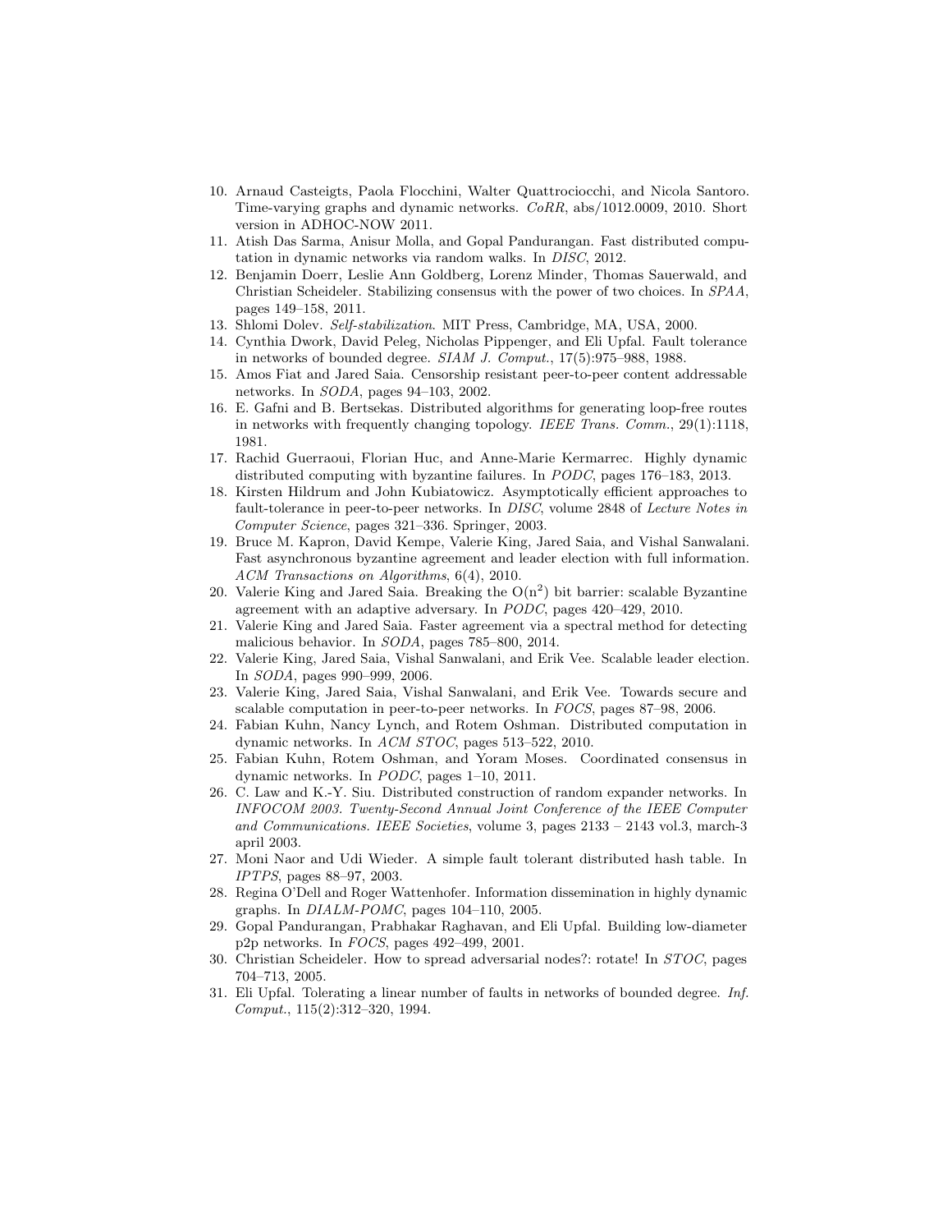10. Arnaud Casteigts, Paola Flocchini, Walter Quattrociocchi, and Nicola Santoro. Time-varying graphs and dynamic networks. *CoRR*, abs/1012.0009, 2010. Short version in ADHOC-NOW 2011.
11. Atish Das Sarma, Anisur Molla, and Gopal Pandurangan. Fast distributed computation in dynamic networks via random walks. In *DISC*, 2012.
12. Benjamin Doerr, Leslie Ann Goldberg, Lorenz Minder, Thomas Sauerwald, and Christian Scheideler. Stabilizing consensus with the power of two choices. In *SPAA*, pages 149–158, 2011.
13. Shlomi Dolev. *Self-stabilization*. MIT Press, Cambridge, MA, USA, 2000.
14. Cynthia Dwork, David Peleg, Nicholas Pippenger, and Eli Upfal. Fault tolerance in networks of bounded degree. *SIAM J. Comput.*, 17(5):975–988, 1988.
15. Amos Fiat and Jared Saia. Censorship resistant peer-to-peer content addressable networks. In *SODA*, pages 94–103, 2002.
16. E. Gafni and B. Bertsekas. Distributed algorithms for generating loop-free routes in networks with frequently changing topology. *IEEE Trans. Comm.*, 29(1):1118, 1981.
17. Rachid Guerraoui, Florian Huc, and Anne-Marie Kermarrec. Highly dynamic distributed computing with byzantine failures. In *PODC*, pages 176–183, 2013.
18. Kirsten Hildrum and John Kubiatowicz. Asymptotically efficient approaches to fault-tolerance in peer-to-peer networks. In *DISC*, volume 2848 of *Lecture Notes in Computer Science*, pages 321–336. Springer, 2003.
19. Bruce M. Kapron, David Kempe, Valerie King, Jared Saia, and Vishal Sanwalani. Fast asynchronous byzantine agreement and leader election with full information. *ACM Transactions on Algorithms*, 6(4), 2010.
20. Valerie King and Jared Saia. Breaking the $O(n^2)$ bit barrier: scalable Byzantine agreement with an adaptive adversary. In *PODC*, pages 420–429, 2010.
21. Valerie King and Jared Saia. Faster agreement via a spectral method for detecting malicious behavior. In *SODA*, pages 785–800, 2014.
22. Valerie King, Jared Saia, Vishal Sanwalani, and Erik Vee. Scalable leader election. In *SODA*, pages 990–999, 2006.
23. Valerie King, Jared Saia, Vishal Sanwalani, and Erik Vee. Towards secure and scalable computation in peer-to-peer networks. In *FOCS*, pages 87–98, 2006.
24. Fabian Kuhn, Nancy Lynch, and Rotem Oshman. Distributed computation in dynamic networks. In *ACM STOC*, pages 513–522, 2010.
25. Fabian Kuhn, Rotem Oshman, and Yoram Moses. Coordinated consensus in dynamic networks. In *PODC*, pages 1–10, 2011.
26. C. Law and K.-Y. Siu. Distributed construction of random expander networks. In *INFOCOM 2003. Twenty-Second Annual Joint Conference of the IEEE Computer and Communications. IEEE Societies*, volume 3, pages 2133 – 2143 vol.3, march-3 april 2003.
27. Moni Naor and Udi Wieder. A simple fault tolerant distributed hash table. In *IPTPS*, pages 88–97, 2003.
28. Regina O'Dell and Roger Wattenhofer. Information dissemination in highly dynamic graphs. In *DIALM-POMC*, pages 104–110, 2005.
29. Gopal Pandurangan, Prabhakar Raghavan, and Eli Upfal. Building low-diameter p2p networks. In *FOCS*, pages 492–499, 2001.
30. Christian Scheideler. How to spread adversarial nodes?: rotate! In *STOC*, pages 704–713, 2005.
31. Eli Upfal. Tolerating a linear number of faults in networks of bounded degree. *Inf. Comput.*, 115(2):312–320, 1994.